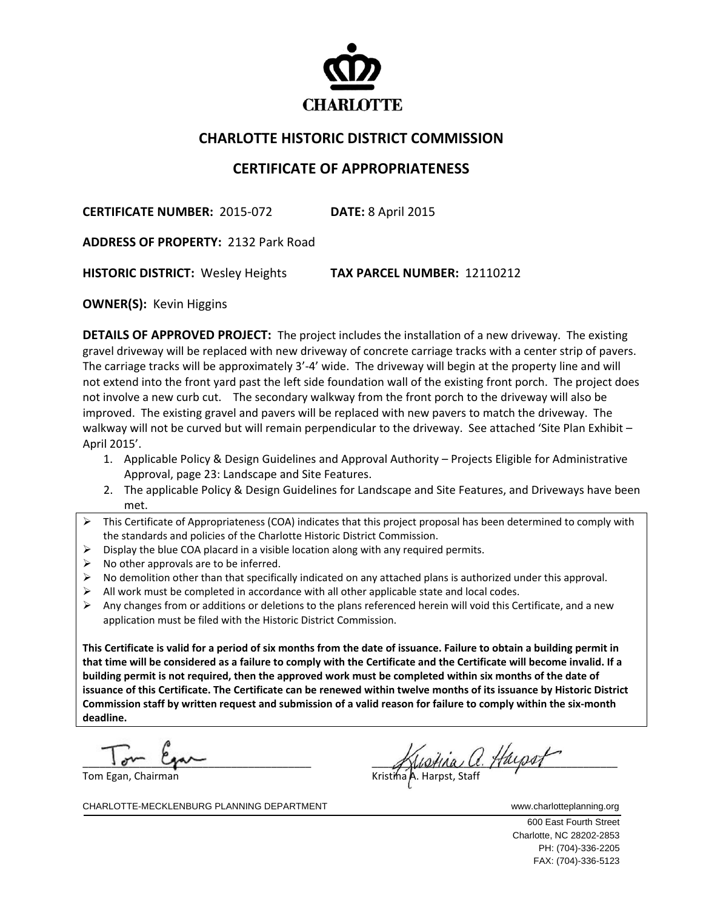CHARLOTTE

# CHARLOTTE HISTORIC DISTRICT COMMISSION

## CERTIFICATE OF APPROPRIATENESS

**CERTIFICATE NUMBER:** 2015-072 **DATE:** 8 April 2015

**ADDRESS OF PROPERTY:** 2132 Park Road

**HISTORIC DISTRICT:** Wesley Heights **TAX PARCEL NUMBER:** 12110212

**OWNER(S):** Kevin Higgins

**DETAILS OF APPROVED PROJECT:** The project includes the installation of a new driveway. The existing gravel driveway will be replaced with new driveway of concrete carriage tracks with a center strip of pavers. The carriage tracks will be approximately 3'-4' wide. The driveway will begin at the property line and will not extend into the front yard past the left side foundation wall of the existing front porch. The project does not involve a new curb cut. The secondary walkway from the front porch to the driveway will also be improved. The existing gravel and pavers will be replaced with new pavers to match the driveway. The walkway will not be curved but will remain perpendicular to the driveway. See attached 'Site Plan Exhibit – April 2015'.

1. Applicable Policy & Design Guidelines and Approval Authority – Projects Eligible for Administrative Approval, page 23: Landscape and Site Features.
2. The applicable Policy & Design Guidelines for Landscape and Site Features, and Driveways have been met.

- This Certificate of Appropriateness (COA) indicates that this project proposal has been determined to comply with the standards and policies of the Charlotte Historic District Commission.
- Display the blue COA placard in a visible location along with any required permits.
- No other approvals are to be inferred.
- No demolition other than that specifically indicated on any attached plans is authorized under this approval.
- All work must be completed in accordance with all other applicable state and local codes.
- Any changes from or additions or deletions to the plans referenced herein will void this Certificate, and a new application must be filed with the Historic District Commission.

**This Certificate is valid for a period of six months from the date of issuance. Failure to obtain a building permit in that time will be considered as a failure to comply with the Certificate and the Certificate will become invalid. If a building permit is not required, then the approved work must be completed within six months of the date of issuance of this Certificate. The Certificate can be renewed within twelve months of its issuance by Historic District Commission staff by written request and submission of a valid reason for failure to comply within the six-month deadline.**

Tom Egan, Chairman

Kristina A. Harpst, Staff

CHARLOTTE-MECKLENBURG PLANNING DEPARTMENT www.charlotteplanning.org

600 East Fourth Street
Charlotte, NC 28202-2853
PH: (704)-336-2205
FAX: (704)-336-5123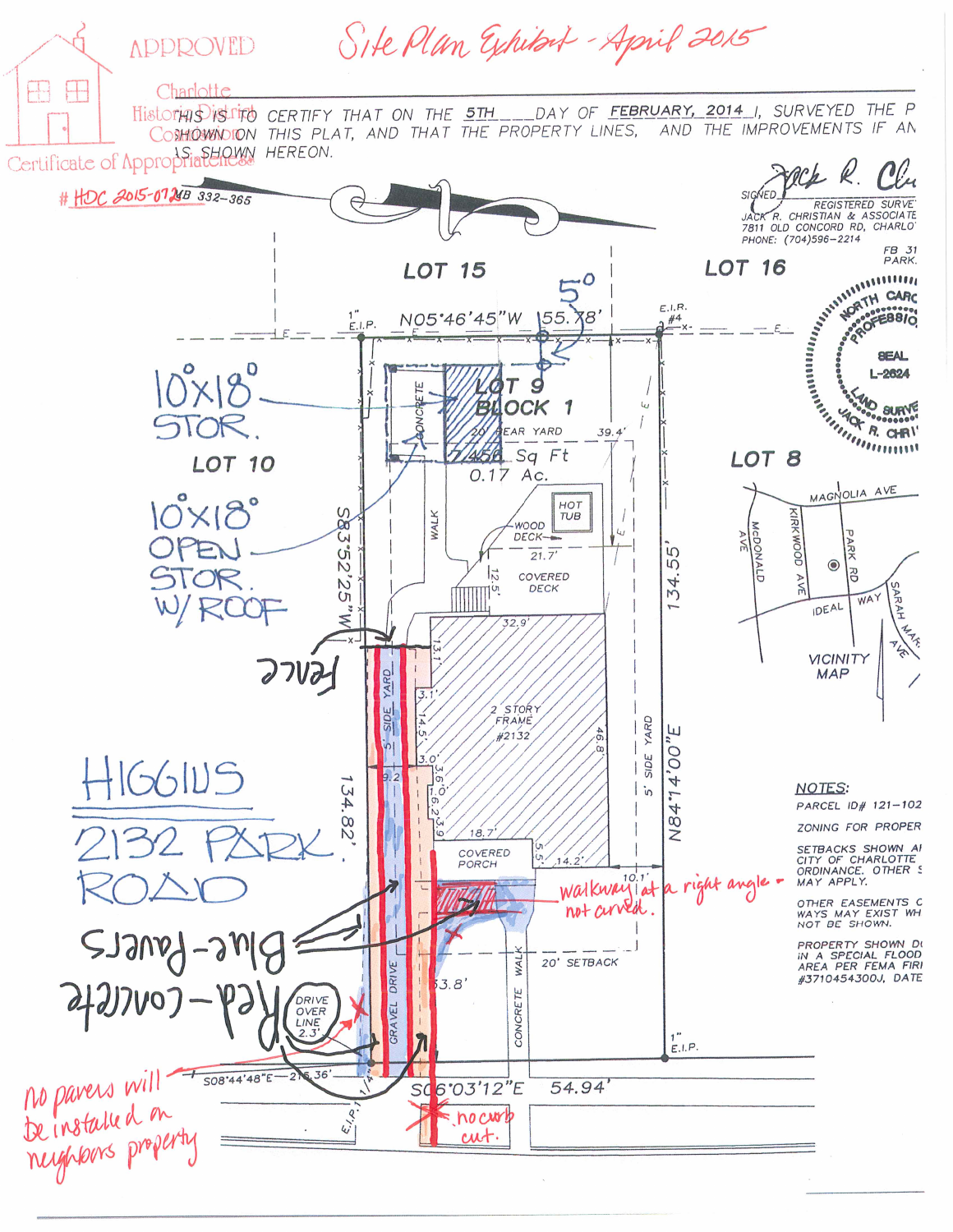APPROVED

Charlotte Historic District Commission

Certificate of Appropriateness

# HDC 2015-072

Site Plan Exhibit - April 2015

THIS IS TO CERTIFY THAT ON THE 5TH DAY OF FEBRUARY, 2014 I, SURVEYED THE P... SHOWN ON THIS PLAT, AND THAT THE PROPERTY LINES, AND THE IMPROVEMENTS IF AN... IS SHOWN HEREON.

MB 332-365

SIGNED

JACK R. CHRISTIAN, REGISTERED SURVE...

JACK R. CHRISTIAN & ASSOCIATE...

7811 OLD CONCORD RD, CHARLO...

PHONE: (704)596-2214

FB 31

PARK.

NORTH CARO... PROFESSIO... SEAL L-2624 LAND SURVE... JACK R. CHRI...

LOT 15

LOT 16

1" E.I.P.

N05°46'45"W 55.78'

E.I.R. #4

5°

10°x18° STOR.

10°x18° OPEN STOR. W/ ROOF

LOT 9

BLOCK 1

20' REAR YARD

7,456 Sq Ft

0.17 Ac.

39.4'

CONCRETE

LOT 10

LOT 8

HOT TUB

WOOD DECK

21.7'

12.5'

COVERED DECK

WALK

S83°52'25"W

134.55'

32.9'

13.1'

Fence

3.1'

14.5'

2 STORY FRAME #2132

46.8'

5' SIDE YARD

5' SIDE YARD

3.0'

9.2

3.6'

6.2

3.9

18.7'

134.82'

N84°14'00"E

COVERED PORCH

5.5'

14.2'

10.1'

HIGGINS

2132 PARK ROAD

walkway at a right angle - not curved.

Blue - Pavers

Red - Concrete

20' SETBACK

GRAVEL DRIVE

CONCRETE WALK

53.8'

DRIVE OVER LINE 2.3'

1" E.I.P.

no pavers will be installed on neighbors property

S08°44'48"E — 215.36'

1/4" E.I.P.

S06°03'12"E 54.94'

no curb cut.

MAGNOLIA AVE

McDONALD AVE

KIRKWOOD AVE

PARK RD

IDEAL WAY

SARAH MARK AVE

VICINITY MAP

NOTES:

PARCEL ID# 121-102...

ZONING FOR PROPER...

SETBACKS SHOWN A... CITY OF CHARLOTTE ORDINANCE. OTHER S... MAY APPLY.

OTHER EASEMENTS C... WAYS MAY EXIST WH... NOT BE SHOWN.

PROPERTY SHOWN D... IN A SPECIAL FLOOD AREA PER FEMA FIR... #3710454300J, DATE...